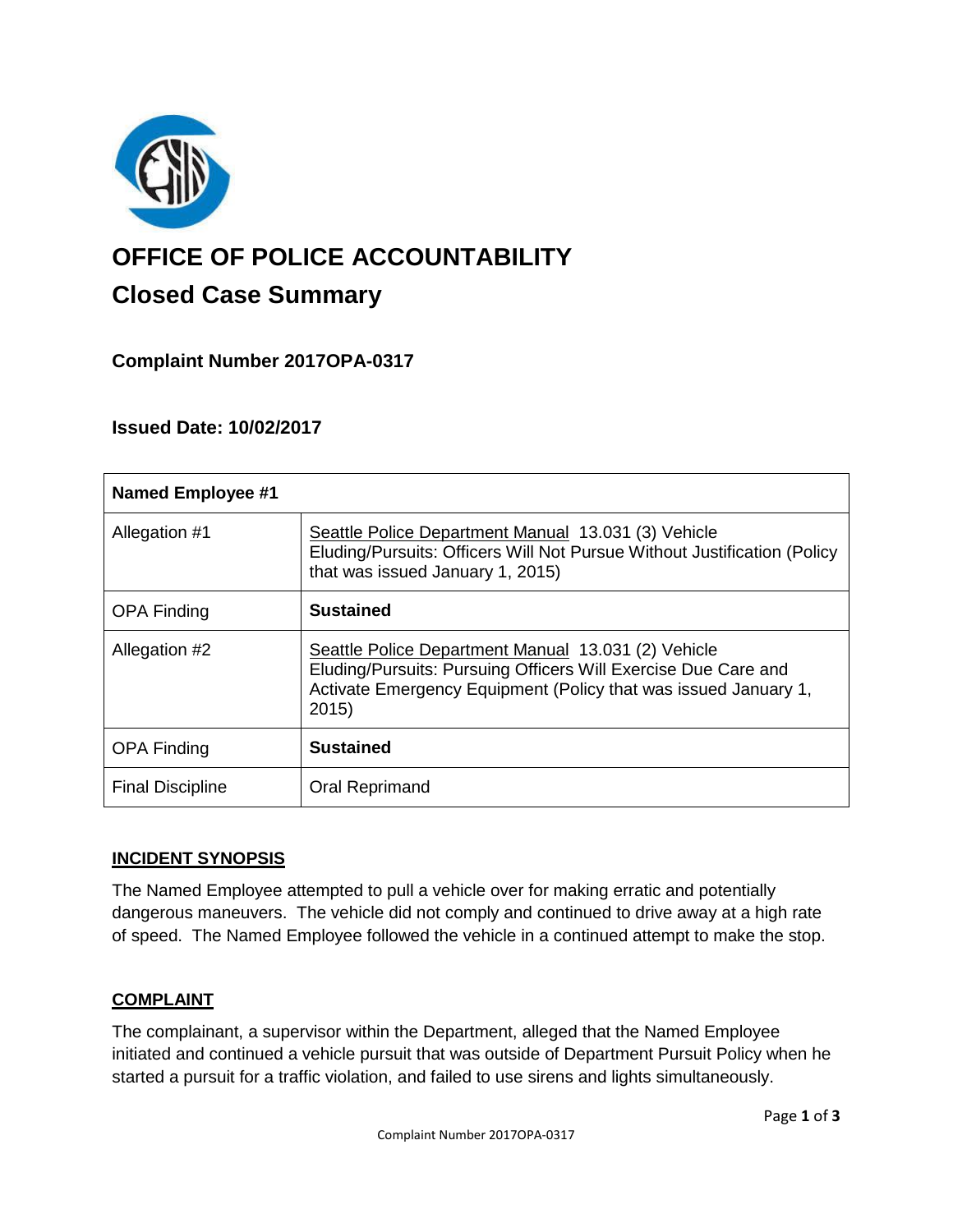# OFFICE OF POLICE ACCOUNTABILITY

## Closed Case Summary

### Complaint Number 2017OPA-0317

### Issued Date: 10/02/2017

| Named Employee #1 | |
|---|---|
| Allegation #1 | Seattle Police Department Manual 13.031 (3) Vehicle Eluding/Pursuits: Officers Will Not Pursue Without Justification (Policy that was issued January 1, 2015) |
| OPA Finding | **Sustained** |
| Allegation #2 | Seattle Police Department Manual 13.031 (2) Vehicle Eluding/Pursuits: Pursuing Officers Will Exercise Due Care and Activate Emergency Equipment (Policy that was issued January 1, 2015) |
| OPA Finding | **Sustained** |
| Final Discipline | Oral Reprimand |

## INCIDENT SYNOPSIS

The Named Employee attempted to pull a vehicle over for making erratic and potentially dangerous maneuvers. The vehicle did not comply and continued to drive away at a high rate of speed. The Named Employee followed the vehicle in a continued attempt to make the stop.

## COMPLAINT

The complainant, a supervisor within the Department, alleged that the Named Employee initiated and continued a vehicle pursuit that was outside of Department Pursuit Policy when he started a pursuit for a traffic violation, and failed to use sirens and lights simultaneously.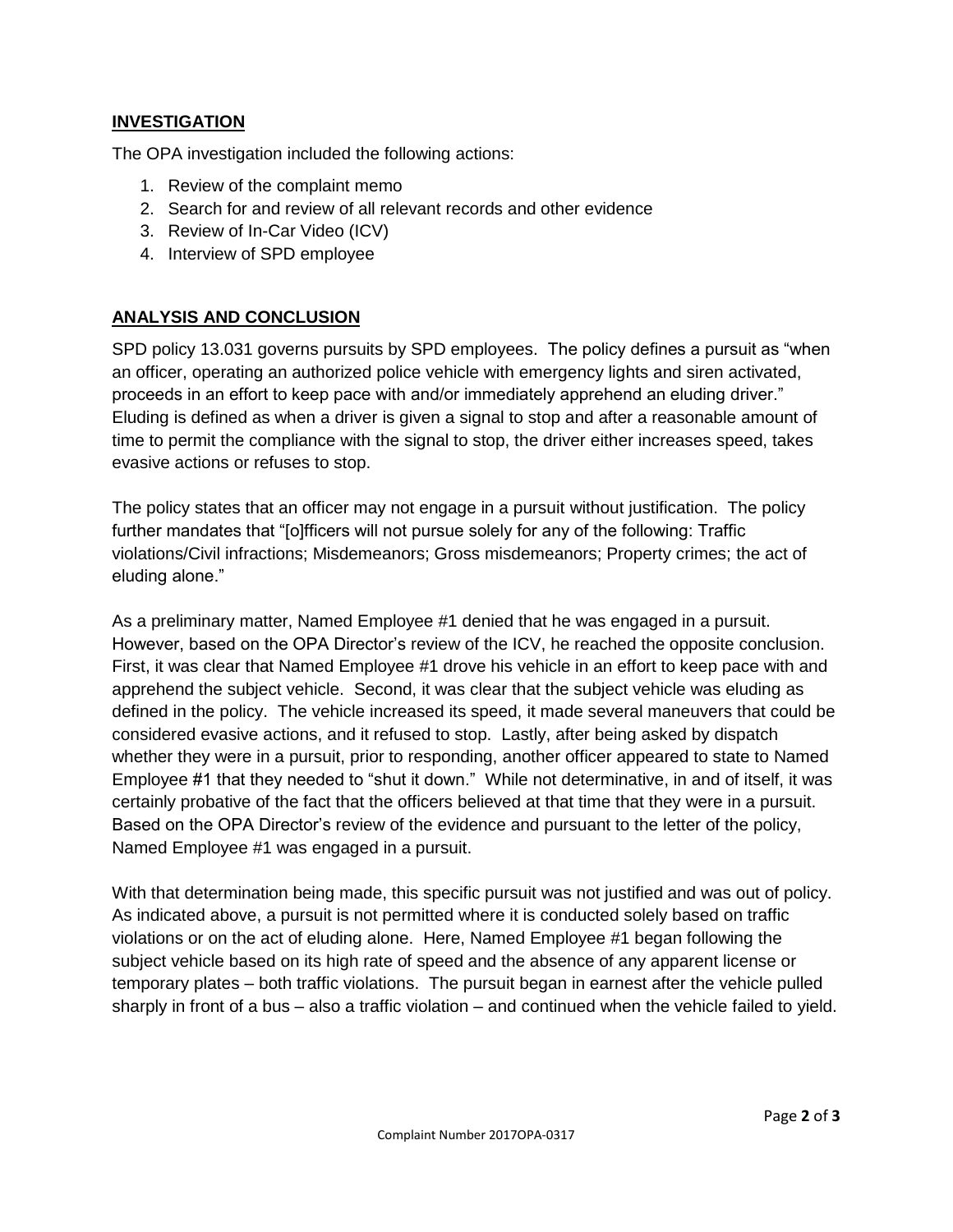## INVESTIGATION

The OPA investigation included the following actions:

1. Review of the complaint memo
2. Search for and review of all relevant records and other evidence
3. Review of In-Car Video (ICV)
4. Interview of SPD employee

## ANALYSIS AND CONCLUSION

SPD policy 13.031 governs pursuits by SPD employees. The policy defines a pursuit as "when an officer, operating an authorized police vehicle with emergency lights and siren activated, proceeds in an effort to keep pace with and/or immediately apprehend an eluding driver." Eluding is defined as when a driver is given a signal to stop and after a reasonable amount of time to permit the compliance with the signal to stop, the driver either increases speed, takes evasive actions or refuses to stop.

The policy states that an officer may not engage in a pursuit without justification. The policy further mandates that "[o]fficers will not pursue solely for any of the following: Traffic violations/Civil infractions; Misdemeanors; Gross misdemeanors; Property crimes; the act of eluding alone."

As a preliminary matter, Named Employee #1 denied that he was engaged in a pursuit. However, based on the OPA Director's review of the ICV, he reached the opposite conclusion. First, it was clear that Named Employee #1 drove his vehicle in an effort to keep pace with and apprehend the subject vehicle. Second, it was clear that the subject vehicle was eluding as defined in the policy. The vehicle increased its speed, it made several maneuvers that could be considered evasive actions, and it refused to stop. Lastly, after being asked by dispatch whether they were in a pursuit, prior to responding, another officer appeared to state to Named Employee #1 that they needed to "shut it down." While not determinative, in and of itself, it was certainly probative of the fact that the officers believed at that time that they were in a pursuit. Based on the OPA Director's review of the evidence and pursuant to the letter of the policy, Named Employee #1 was engaged in a pursuit.

With that determination being made, this specific pursuit was not justified and was out of policy. As indicated above, a pursuit is not permitted where it is conducted solely based on traffic violations or on the act of eluding alone. Here, Named Employee #1 began following the subject vehicle based on its high rate of speed and the absence of any apparent license or temporary plates – both traffic violations. The pursuit began in earnest after the vehicle pulled sharply in front of a bus – also a traffic violation – and continued when the vehicle failed to yield.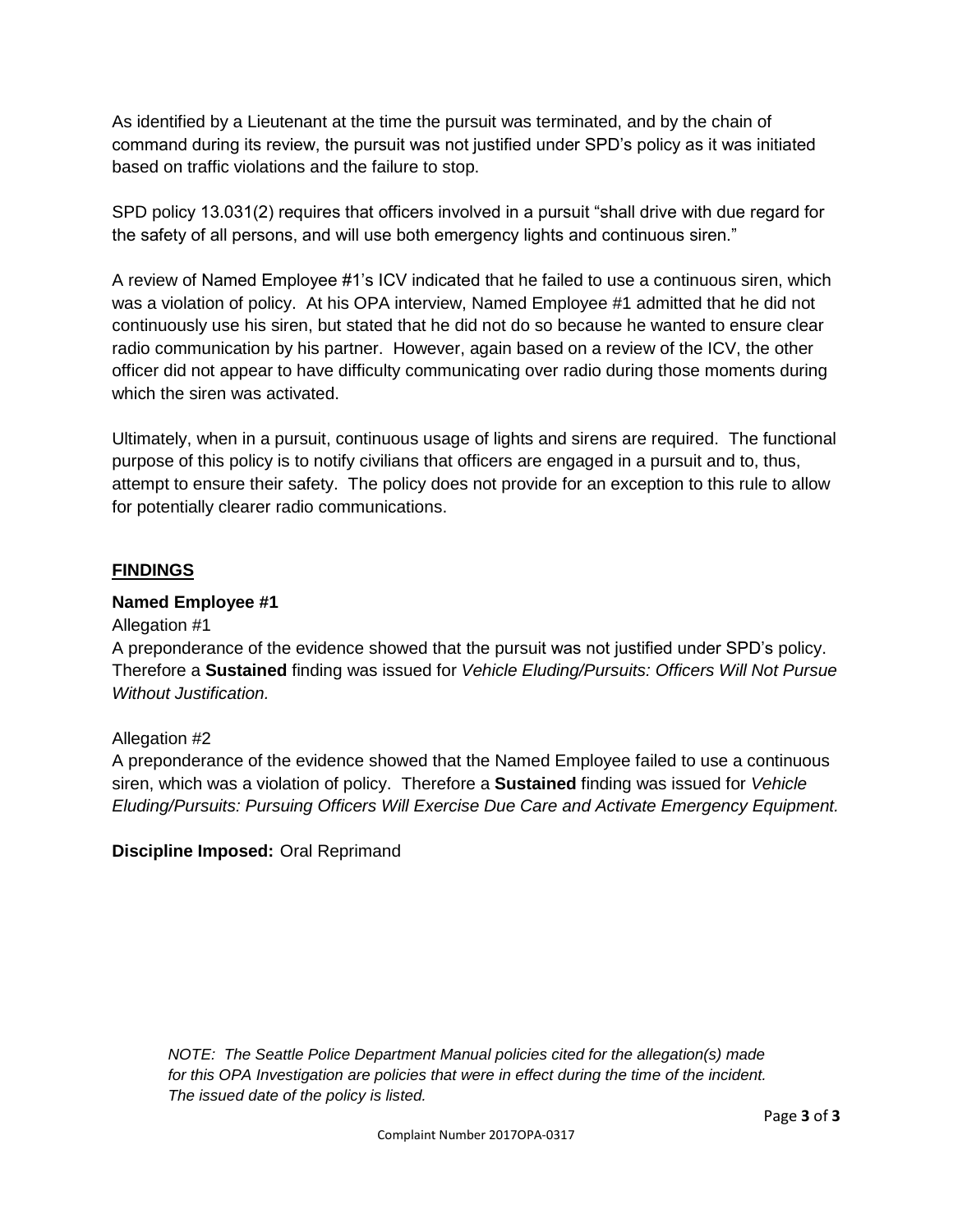As identified by a Lieutenant at the time the pursuit was terminated, and by the chain of command during its review, the pursuit was not justified under SPD's policy as it was initiated based on traffic violations and the failure to stop.

SPD policy 13.031(2) requires that officers involved in a pursuit "shall drive with due regard for the safety of all persons, and will use both emergency lights and continuous siren."

A review of Named Employee #1's ICV indicated that he failed to use a continuous siren, which was a violation of policy. At his OPA interview, Named Employee #1 admitted that he did not continuously use his siren, but stated that he did not do so because he wanted to ensure clear radio communication by his partner. However, again based on a review of the ICV, the other officer did not appear to have difficulty communicating over radio during those moments during which the siren was activated.

Ultimately, when in a pursuit, continuous usage of lights and sirens are required. The functional purpose of this policy is to notify civilians that officers are engaged in a pursuit and to, thus, attempt to ensure their safety. The policy does not provide for an exception to this rule to allow for potentially clearer radio communications.

## FINDINGS

**Named Employee #1**

Allegation #1

A preponderance of the evidence showed that the pursuit was not justified under SPD's policy. Therefore a **Sustained** finding was issued for *Vehicle Eluding/Pursuits: Officers Will Not Pursue Without Justification.*

Allegation #2

A preponderance of the evidence showed that the Named Employee failed to use a continuous siren, which was a violation of policy. Therefore a **Sustained** finding was issued for *Vehicle Eluding/Pursuits: Pursuing Officers Will Exercise Due Care and Activate Emergency Equipment.*

**Discipline Imposed:** Oral Reprimand

*NOTE: The Seattle Police Department Manual policies cited for the allegation(s) made for this OPA Investigation are policies that were in effect during the time of the incident. The issued date of the policy is listed.*

Complaint Number 2017OPA-0317